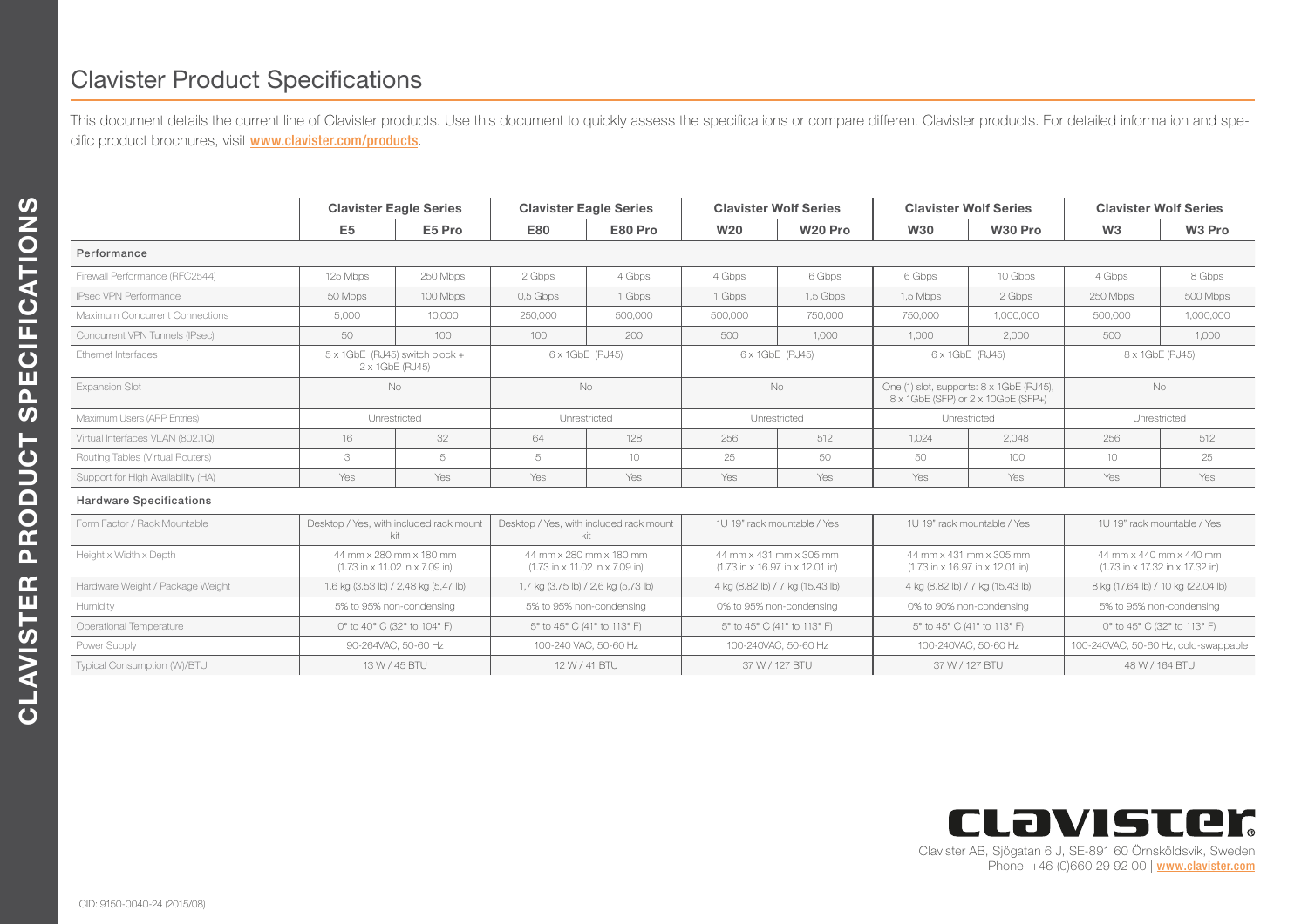# Clavister Product Specifications

This document details the current line of Clavister products. Use this document to quickly assess the specifications or compare different Clavister products. For detailed information and specific product brochures, visit [www.clavister.com/products](www.clavister.com/products).

| | Clavister Eagle Series | | Clavister Eagle Series | | Clavister Wolf Series | | Clavister Wolf Series | | Clavister Wolf Series | |
|---|---|---|---|---|---|---|---|---|---|---|
| | **E5** | **E5 Pro** | **E80** | **E80 Pro** | **W20** | **W20 Pro** | **W30** | **W30 Pro** | **W3** | **W3 Pro** |
| **Performance** | | | | | | | | | | |
| Firewall Performance (RFC2544) | 125 Mbps | 250 Mbps | 2 Gbps | 4 Gbps | 4 Gbps | 6 Gbps | 6 Gbps | 10 Gbps | 4 Gbps | 8 Gbps |
| IPsec VPN Performance | 50 Mbps | 100 Mbps | 0,5 Gbps | 1 Gbps | 1 Gbps | 1,5 Gbps | 1,5 Mbps | 2 Gbps | 250 Mbps | 500 Mbps |
| Maximum Concurrent Connections | 5,000 | 10,000 | 250,000 | 500,000 | 500,000 | 750,000 | 750,000 | 1,000,000 | 500,000 | 1,000,000 |
| Concurrent VPN Tunnels (IPsec) | 50 | 100 | 100 | 200 | 500 | 1,000 | 1,000 | 2,000 | 500 | 1,000 |
| Ethernet Interfaces | 5 x 1GbE (RJ45) switch block + 2 x 1GbE (RJ45) | | 6 x 1GbE (RJ45) | | 6 x 1GbE (RJ45) | | 6 x 1GbE (RJ45) | | 8 x 1GbE (RJ45) | |
| Expansion Slot | No | | No | | No | | One (1) slot, supports: 8 x 1GbE (RJ45), 8 x 1GbE (SFP) or 2 x 10GbE (SFP+) | | No | |
| Maximum Users (ARP Entries) | Unrestricted | | Unrestricted | | Unrestricted | | Unrestricted | | Unrestricted | |
| Virtual Interfaces VLAN (802.1Q) | 16 | 32 | 64 | 128 | 256 | 512 | 1,024 | 2,048 | 256 | 512 |
| Routing Tables (Virtual Routers) | 3 | 5 | 5 | 10 | 25 | 50 | 50 | 100 | 10 | 25 |
| Support for High Availability (HA) | Yes | Yes | Yes | Yes | Yes | Yes | Yes | Yes | Yes | Yes |
| **Hardware Specifications** | | | | | | | | | | |
| Form Factor / Rack Mountable | Desktop / Yes, with included rack mount kit | | Desktop / Yes, with included rack mount kit | | 1U 19" rack mountable / Yes | | 1U 19" rack mountable / Yes | | 1U 19" rack mountable / Yes | |
| Height x Width x Depth | 44 mm x 280 mm x 180 mm (1.73 in x 11.02 in x 7.09 in) | | 44 mm x 280 mm x 180 mm (1.73 in x 11.02 in x 7.09 in) | | 44 mm x 431 mm x 305 mm (1.73 in x 16.97 in x 12.01 in) | | 44 mm x 431 mm x 305 mm (1.73 in x 16.97 in x 12.01 in) | | 44 mm x 440 mm x 440 mm (1.73 in x 17.32 in x 17.32 in) | |
| Hardware Weight / Package Weight | 1,6 kg (3.53 lb) / 2,48 kg (5,47 lb) | | 1,7 kg (3.75 lb) / 2,6 kg (5,73 lb) | | 4 kg (8.82 lb) / 7 kg (15.43 lb) | | 4 kg (8.82 lb) / 7 kg (15.43 lb) | | 8 kg (17.64 lb) / 10 kg (22.04 lb) | |
| Humidity | 5% to 95% non-condensing | | 5% to 95% non-condensing | | 0% to 95% non-condensing | | 0% to 90% non-condensing | | 5% to 95% non-condensing | |
| Operational Temperature | 0° to 40° C (32° to 104° F) | | 5° to 45° C (41° to 113° F) | | 5° to 45° C (41° to 113° F) | | 5° to 45° C (41° to 113° F) | | 0° to 45° C (32° to 113° F) | |
| Power Supply | 90-264VAC, 50-60 Hz | | 100-240 VAC, 50-60 Hz | | 100-240VAC, 50-60 Hz | | 100-240VAC, 50-60 Hz | | 100-240VAC, 50-60 Hz, cold-swappable | |
| Typical Consumption (W)/BTU | 13 W / 45 BTU | | 12 W / 41 BTU | | 37 W / 127 BTU | | 37 W / 127 BTU | | 48 W / 164 BTU | |

Clavister AB, Sjögatan 6 J, SE-891 60 Örnsköldsvik, Sweden
Phone: +46 (0)660 29 92 00 | [www.clavister.com](www.clavister.com)

CID: 9150-0040-24 (2015/08)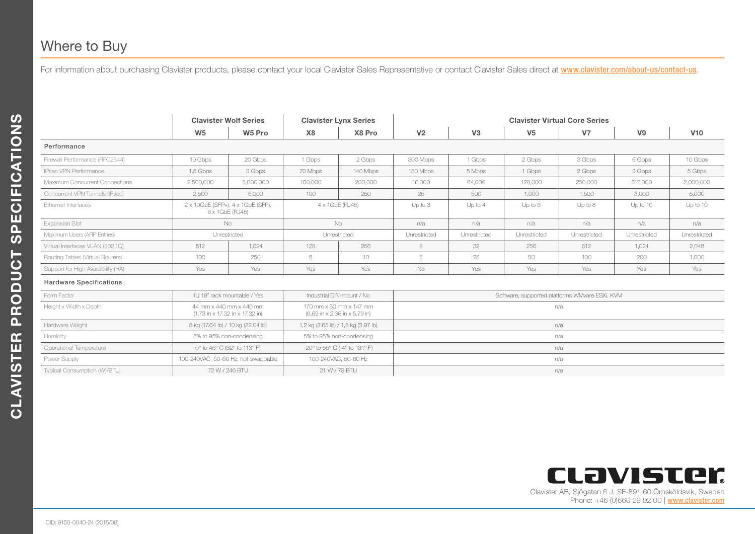## Where to Buy

For information about purchasing Clavister products, please contact your local Clavister Sales Representative or contact Clavister Sales direct at www.clavister.com/about-us/contact-us.

| | Clavister Wolf Series | | Clavister Lynx Series | | Clavister Virtual Core Series | | | | | |
|---|---|---|---|---|---|---|---|---|---|---|
| | W5 | W5 Pro | X8 | X8 Pro | V2 | V3 | V5 | V7 | V9 | V10 |
| **Performance** | | | | | | | | | | |
| Firewall Performance (RFC2544) | 10 Gbps | 20 Gbps | 1 Gbps | 2 Gbps | 300 Mbps | 1 Gbps | 2 Gbps | 3 Gbps | 6 Gbps | 10 Gbps |
| IPsec VPN Performance | 1,5 Gbps | 3 Gbps | 70 Mbps | 140 Mbps | 150 Mbps | 5 Mbps | 1 Gbps | 2 Gbps | 3 Gbps | 5 Gbps |
| Maximum Concurrent Connections | 2,500,000 | 5,000,000 | 100,000 | 200,000 | 16,000 | 64,000 | 128,000 | 250,000 | 512,000 | 2,000,000 |
| Concurrent VPN Tunnels (IPsec) | 2,500 | 5,000 | 100 | 250 | 25 | 500 | 1,000 | 1,500 | 3,000 | 5,000 |
| Ethernet Interfaces | 2 x 10GbE (SFP+), 4 x 1GbE (SFP), 6 x 1GbE (RJ45) | | 4 x 1GbE (RJ45) | | Up to 3 | Up to 4 | Up to 6 | Up to 8 | Up to 10 | Up to 10 |
| Expansion Slot | No | | No | | n/a | n/a | n/a | n/a | n/a | n/a |
| Maximum Users (ARP Entries) | Unrestricted | | Unrestricted | | Unrestricted | Unrestricted | Unrestricted | Unrestricted | Unrestricted | Unrestricted |
| Virtual Interfaces VLAN (802.1Q) | 512 | 1,024 | 128 | 256 | 8 | 32 | 256 | 512 | 1,024 | 2,048 |
| Routing Tables (Virtual Routers) | 100 | 250 | 5 | 10 | 5 | 25 | 50 | 100 | 200 | 1,000 |
| Support for High Availability (HA) | Yes | Yes | Yes | Yes | No | Yes | Yes | Yes | Yes | Yes |
| **Hardware Specifications** | | | | | | | | | | |
| Form Factor | 1U 19" rack mountable / Yes | | Industrial DIN-mount / No | | Software, supported platforms VMware ESXi, KVM | | | | | |
| Height x Width x Depth | 44 mm x 440 mm x 440 mm (1.73 in x 17.32 in x 17.32 in) | | 170 mm x 60 mm x 147 mm (6.69 in x 2.36 in x 5.79 in) | | n/a | | | | | |
| Hardware Weight | 8 kg (17.64 lb) / 10 kg (22.04 lb) | | 1,2 kg (2.65 lb) / 1,8 kg (3,97 lb) | | n/a | | | | | |
| Humidity | 5% to 95% non-condensing | | 5% to 95% non-condensing | | n/a | | | | | |
| Operational Temperature | 0° to 45° C (32° to 113° F) | | -20° to 55° C (-4° to 131° F) | | n/a | | | | | |
| Power Supply | 100-240VAC, 50-60 Hz, hot-swappable | | 100-240VAC, 50-60 Hz | | n/a | | | | | |
| Typical Consumption (W)/BTU | 72 W / 246 BTU | | 21 W / 78 BTU | | n/a | | | | | |

Clavister AB, Sjögatan 6 J, SE-891 60 Örnsköldsvik, Sweden
Phone: +46 (0)660 29 92 00 | www.clavister.com

CID: 9150-0040-24 (2015/08)